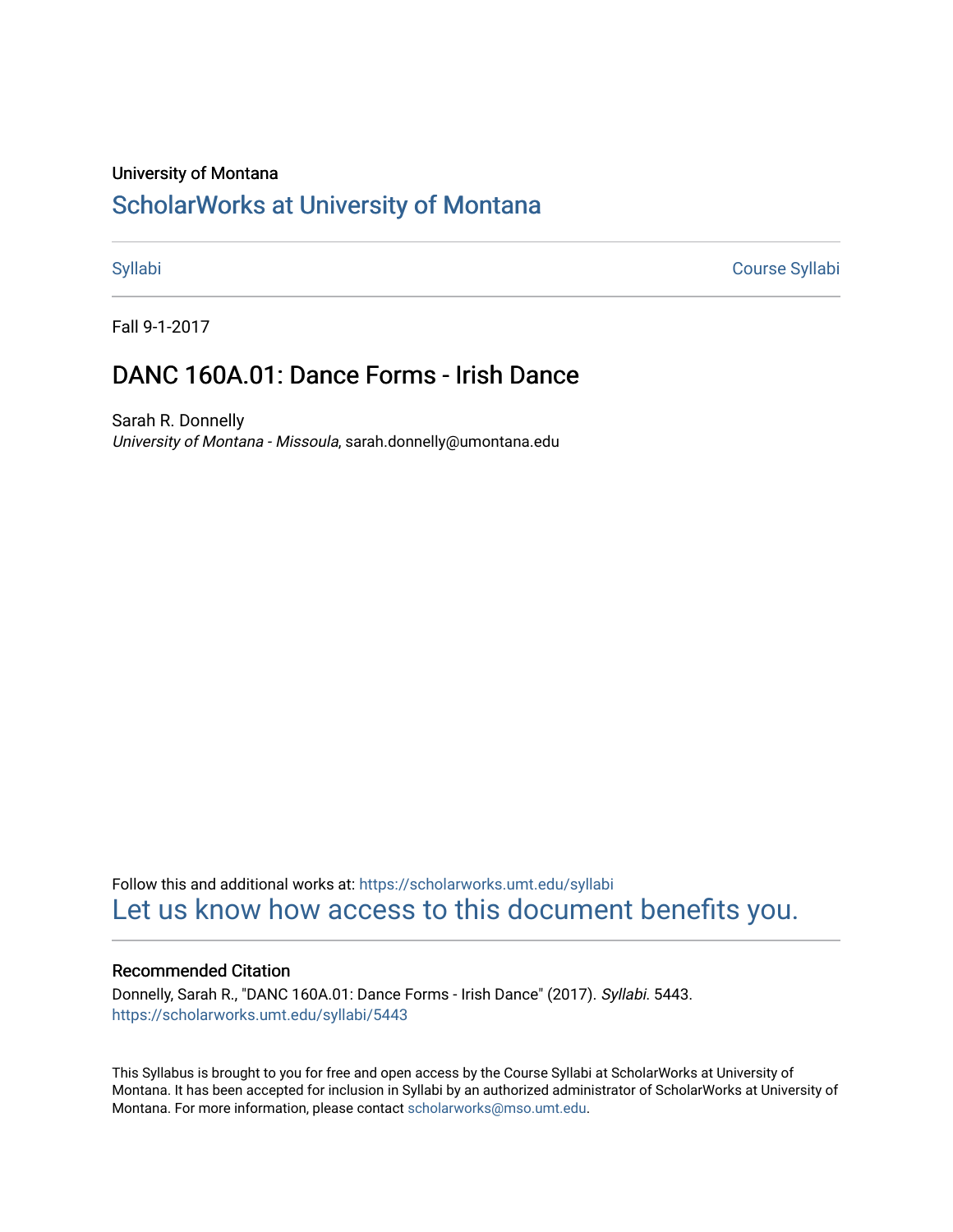University of Montana

# ScholarWorks at University of Montana

Syllabi | Course Syllabi

Fall 9-1-2017

## DANC 160A.01: Dance Forms - Irish Dance

Sarah R. Donnelly
*University of Montana - Missoula*, sarah.donnelly@umontana.edu

Follow this and additional works at: https://scholarworks.umt.edu/syllabi
Let us know how access to this document benefits you.

### Recommended Citation

Donnelly, Sarah R., "DANC 160A.01: Dance Forms - Irish Dance" (2017). *Syllabi*. 5443.
https://scholarworks.umt.edu/syllabi/5443

This Syllabus is brought to you for free and open access by the Course Syllabi at ScholarWorks at University of Montana. It has been accepted for inclusion in Syllabi by an authorized administrator of ScholarWorks at University of Montana. For more information, please contact scholarworks@mso.umt.edu.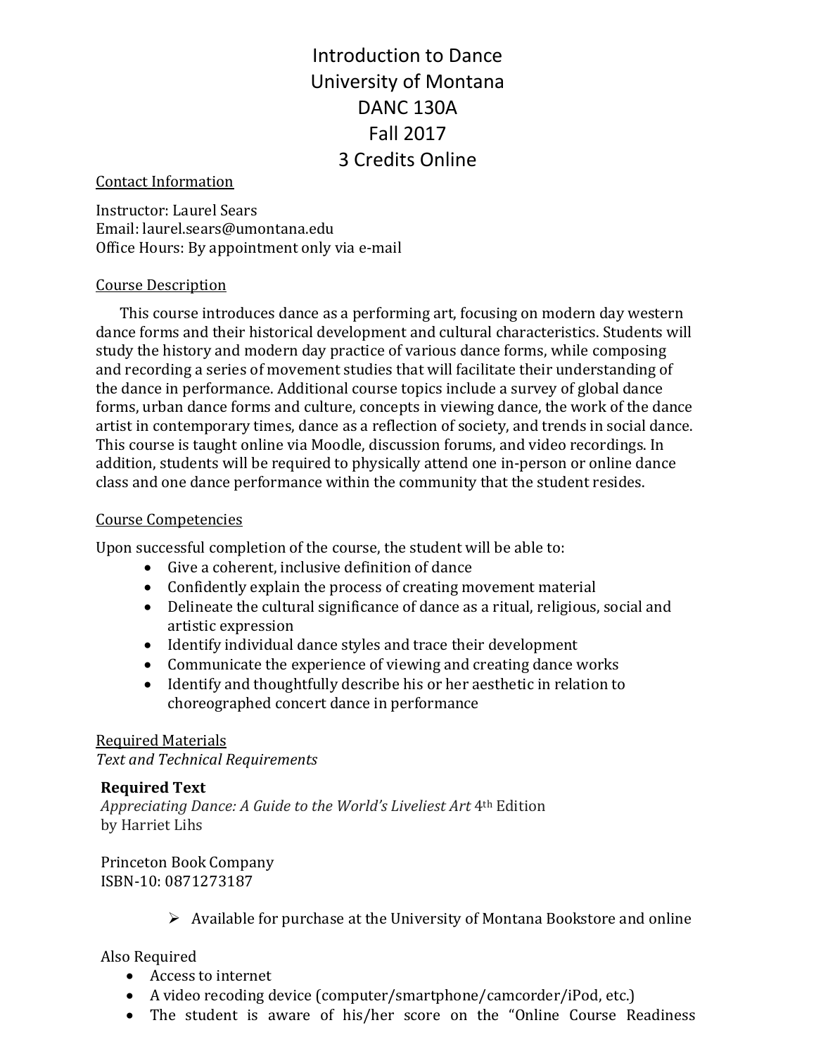# Introduction to Dance
# University of Montana
# DANC 130A
# Fall 2017
# 3 Credits Online

Contact Information

Instructor: Laurel Sears
Email: laurel.sears@umontana.edu
Office Hours: By appointment only via e-mail

Course Description

This course introduces dance as a performing art, focusing on modern day western dance forms and their historical development and cultural characteristics. Students will study the history and modern day practice of various dance forms, while composing and recording a series of movement studies that will facilitate their understanding of the dance in performance. Additional course topics include a survey of global dance forms, urban dance forms and culture, concepts in viewing dance, the work of the dance artist in contemporary times, dance as a reflection of society, and trends in social dance. This course is taught online via Moodle, discussion forums, and video recordings. In addition, students will be required to physically attend one in-person or online dance class and one dance performance within the community that the student resides.

Course Competencies

Upon successful completion of the course, the student will be able to:

- Give a coherent, inclusive definition of dance
- Confidently explain the process of creating movement material
- Delineate the cultural significance of dance as a ritual, religious, social and artistic expression
- Identify individual dance styles and trace their development
- Communicate the experience of viewing and creating dance works
- Identify and thoughtfully describe his or her aesthetic in relation to choreographed concert dance in performance

Required Materials
*Text and Technical Requirements*

**Required Text**
*Appreciating Dance: A Guide to the World's Liveliest Art* 4th Edition
by Harriet Lihs

Princeton Book Company
ISBN-10: 0871273187

- Available for purchase at the University of Montana Bookstore and online

Also Required

- Access to internet
- A video recoding device (computer/smartphone/camcorder/iPod, etc.)
- The student is aware of his/her score on the "Online Course Readiness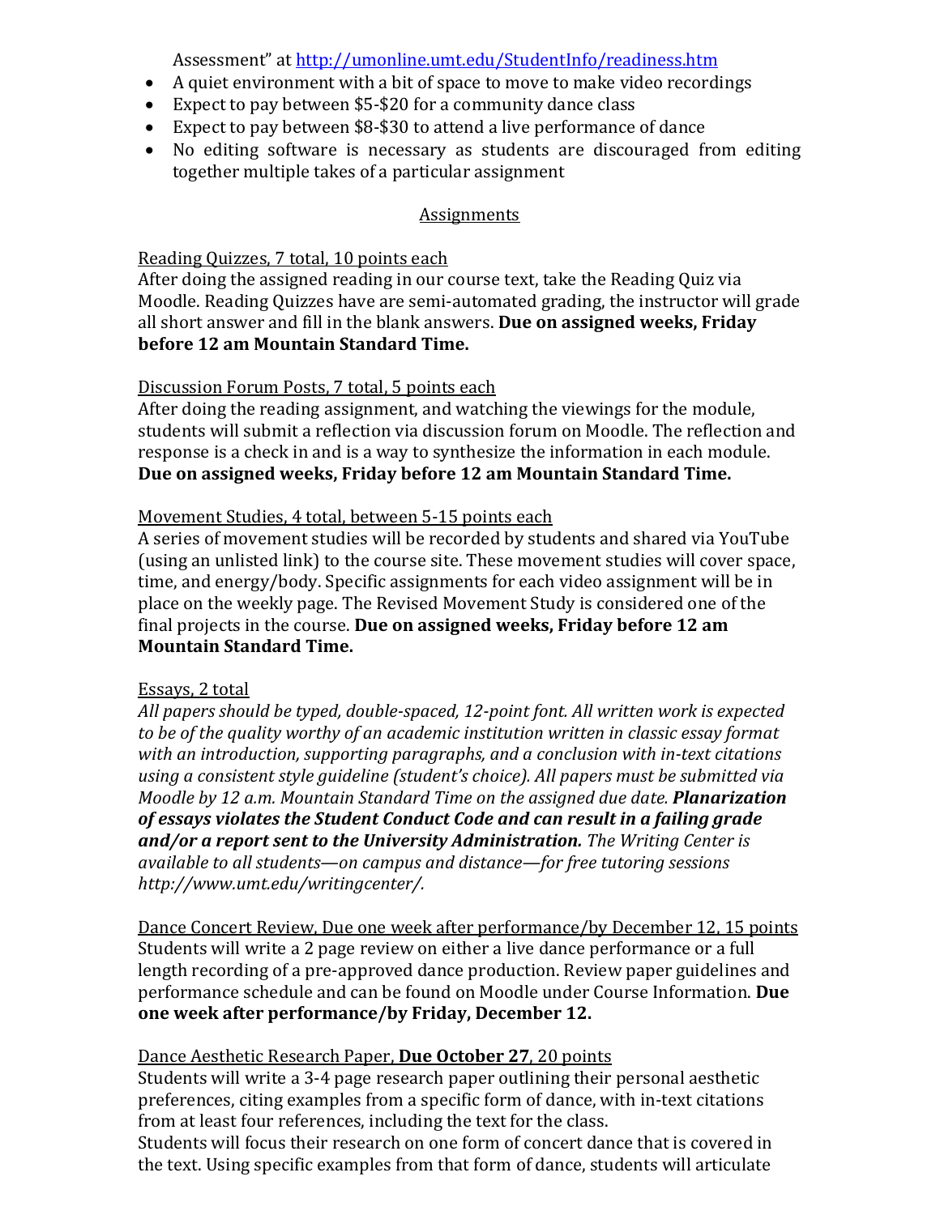Assessment" at http://umonline.umt.edu/StudentInfo/readiness.htm

- A quiet environment with a bit of space to move to make video recordings
- Expect to pay between $5-$20 for a community dance class
- Expect to pay between $8-$30 to attend a live performance of dance
- No editing software is necessary as students are discouraged from editing together multiple takes of a particular assignment

## Assignments

Reading Quizzes, 7 total, 10 points each

After doing the assigned reading in our course text, take the Reading Quiz via Moodle. Reading Quizzes have are semi-automated grading, the instructor will grade all short answer and fill in the blank answers. **Due on assigned weeks, Friday before 12 am Mountain Standard Time.**

Discussion Forum Posts, 7 total, 5 points each

After doing the reading assignment, and watching the viewings for the module, students will submit a reflection via discussion forum on Moodle. The reflection and response is a check in and is a way to synthesize the information in each module. **Due on assigned weeks, Friday before 12 am Mountain Standard Time.**

Movement Studies, 4 total, between 5-15 points each

A series of movement studies will be recorded by students and shared via YouTube (using an unlisted link) to the course site. These movement studies will cover space, time, and energy/body. Specific assignments for each video assignment will be in place on the weekly page. The Revised Movement Study is considered one of the final projects in the course. **Due on assigned weeks, Friday before 12 am Mountain Standard Time.**

Essays, 2 total

*All papers should be typed, double-spaced, 12-point font. All written work is expected to be of the quality worthy of an academic institution written in classic essay format with an introduction, supporting paragraphs, and a conclusion with in-text citations using a consistent style guideline (student's choice). All papers must be submitted via Moodle by 12 a.m. Mountain Standard Time on the assigned due date.* ***Planarization of essays violates the Student Conduct Code and can result in a failing grade and/or a report sent to the University Administration.*** *The Writing Center is available to all students—on campus and distance—for free tutoring sessions http://www.umt.edu/writingcenter/.*

Dance Concert Review, Due one week after performance/by December 12, 15 points

Students will write a 2 page review on either a live dance performance or a full length recording of a pre-approved dance production. Review paper guidelines and performance schedule and can be found on Moodle under Course Information. **Due one week after performance/by Friday, December 12.**

Dance Aesthetic Research Paper, **Due October 27**, 20 points

Students will write a 3-4 page research paper outlining their personal aesthetic preferences, citing examples from a specific form of dance, with in-text citations from at least four references, including the text for the class.

Students will focus their research on one form of concert dance that is covered in the text. Using specific examples from that form of dance, students will articulate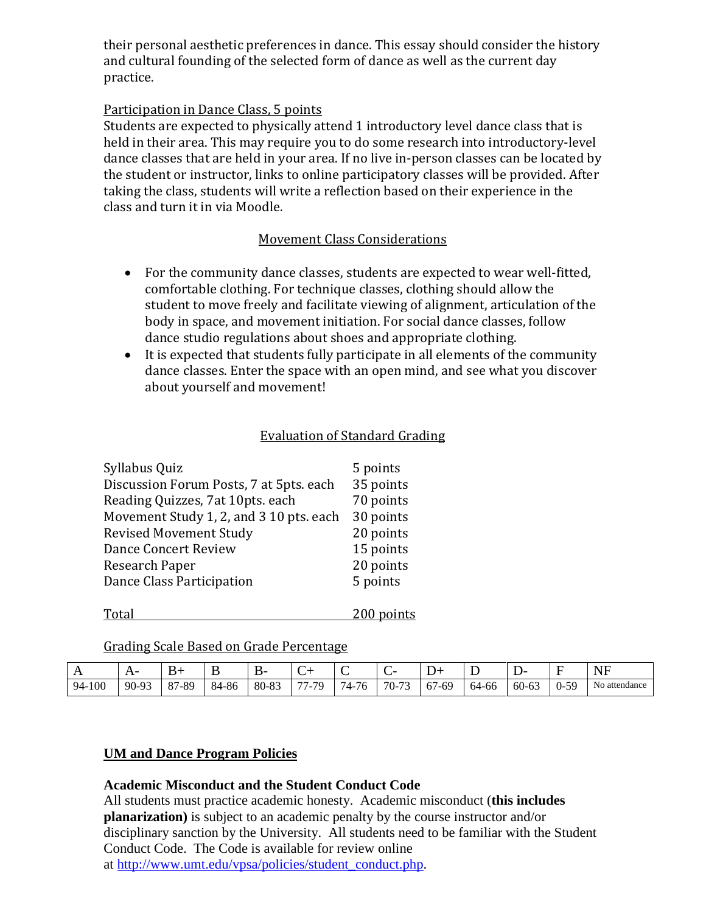their personal aesthetic preferences in dance. This essay should consider the history and cultural founding of the selected form of dance as well as the current day practice.

Participation in Dance Class, 5 points
Students are expected to physically attend 1 introductory level dance class that is held in their area. This may require you to do some research into introductory-level dance classes that are held in your area. If no live in-person classes can be located by the student or instructor, links to online participatory classes will be provided. After taking the class, students will write a reflection based on their experience in the class and turn it in via Moodle.

## Movement Class Considerations

- For the community dance classes, students are expected to wear well-fitted, comfortable clothing. For technique classes, clothing should allow the student to move freely and facilitate viewing of alignment, articulation of the body in space, and movement initiation. For social dance classes, follow dance studio regulations about shoes and appropriate clothing.
- It is expected that students fully participate in all elements of the community dance classes. Enter the space with an open mind, and see what you discover about yourself and movement!

## Evaluation of Standard Grading

| | |
|---|---|
| Syllabus Quiz | 5 points |
| Discussion Forum Posts, 7 at 5pts. each | 35 points |
| Reading Quizzes, 7at 10pts. each | 70 points |
| Movement Study 1, 2, and 3 10 pts. each | 30 points |
| Revised Movement Study | 20 points |
| Dance Concert Review | 15 points |
| Research Paper | 20 points |
| Dance Class Participation | 5 points |
| Total | 200 points |

Grading Scale Based on Grade Percentage

| A | A- | B+ | B | B- | C+ | C | C- | D+ | D | D- | F | NF |
|---|---|---|---|---|---|---|---|---|---|---|---|---|
| 94-100 | 90-93 | 87-89 | 84-86 | 80-83 | 77-79 | 74-76 | 70-73 | 67-69 | 64-66 | 60-63 | 0-59 | No attendance |

## UM and Dance Program Policies

**Academic Misconduct and the Student Conduct Code**
All students must practice academic honesty. Academic misconduct (**this includes planarization)** is subject to an academic penalty by the course instructor and/or disciplinary sanction by the University. All students need to be familiar with the Student Conduct Code. The Code is available for review online at http://www.umt.edu/vpsa/policies/student_conduct.php.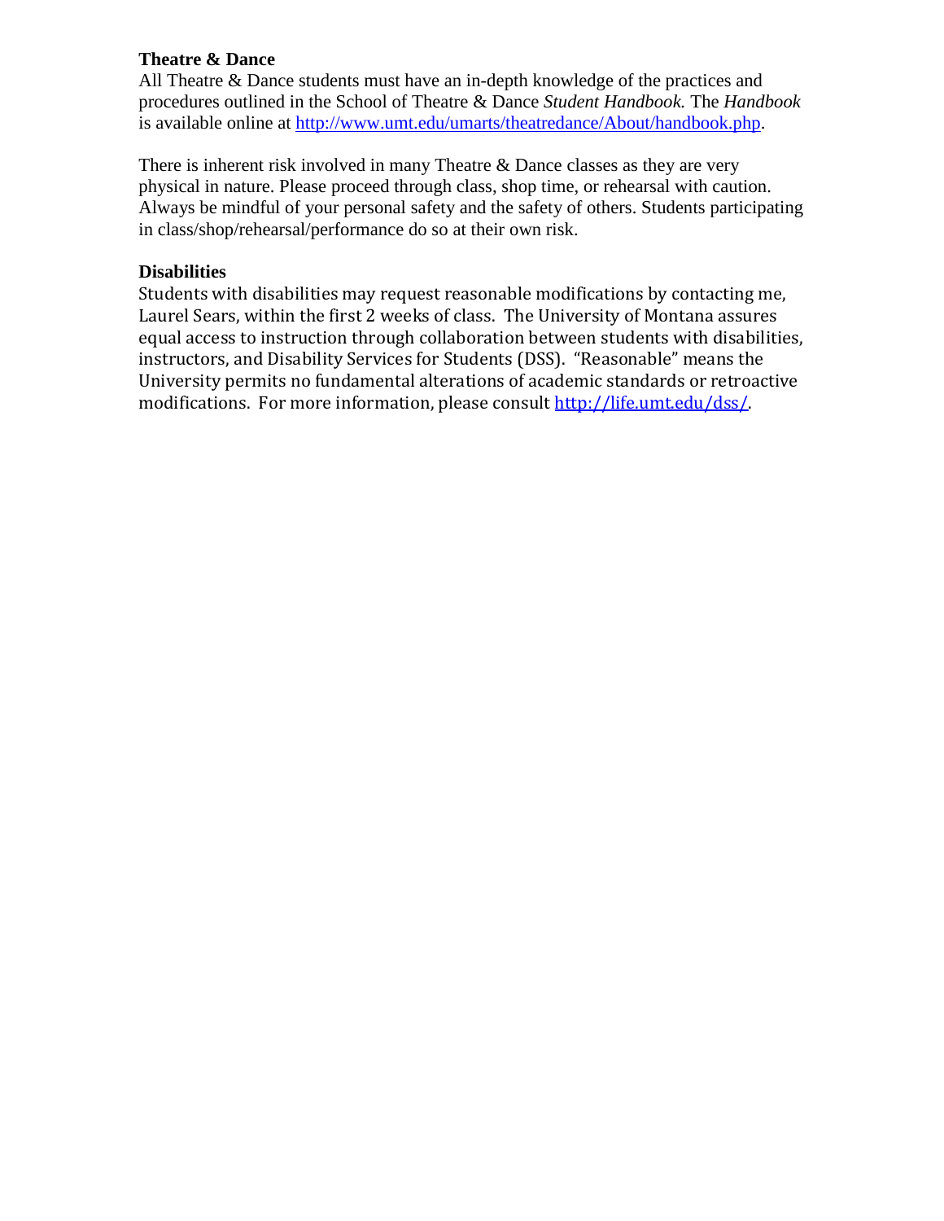**Theatre & Dance**

All Theatre & Dance students must have an in-depth knowledge of the practices and procedures outlined in the School of Theatre & Dance *Student Handbook.* The *Handbook* is available online at http://www.umt.edu/umarts/theatredance/About/handbook.php.

There is inherent risk involved in many Theatre & Dance classes as they are very physical in nature. Please proceed through class, shop time, or rehearsal with caution. Always be mindful of your personal safety and the safety of others. Students participating in class/shop/rehearsal/performance do so at their own risk.

**Disabilities**

Students with disabilities may request reasonable modifications by contacting me, Laurel Sears, within the first 2 weeks of class. The University of Montana assures equal access to instruction through collaboration between students with disabilities, instructors, and Disability Services for Students (DSS). "Reasonable" means the University permits no fundamental alterations of academic standards or retroactive modifications. For more information, please consult http://life.umt.edu/dss/.